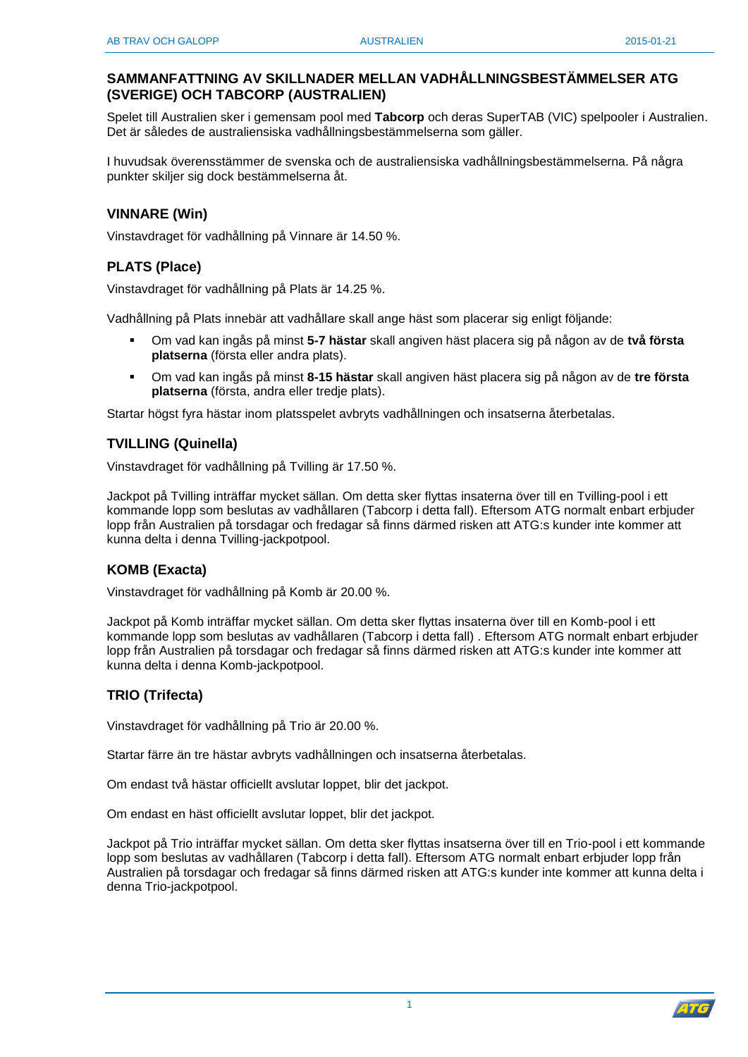## SAMMANFATTNING AV SKILLNADER MELLAN VADHÅLLNINGSBESTÄMMELSER ATG (SVERIGE) OCH TABCORP (AUSTRALIEN)

Spelet till Australien sker i gemensam pool med **Tabcorp** och deras SuperTAB (VIC) spelpooler i Australien. Det är således de australiensiska vadhållningsbestämmelserna som gäller.

I huvudsak överensstämmer de svenska och de australiensiska vadhållningsbestämmelserna. På några punkter skiljer sig dock bestämmelserna åt.

### VINNARE (Win)

Vinstavdraget för vadhållning på Vinnare är 14.50 %.

### PLATS (Place)

Vinstavdraget för vadhållning på Plats är 14.25 %.

Vadhållning på Plats innebär att vadhållare skall ange häst som placerar sig enligt följande:

- Om vad kan ingås på minst **5-7 hästar** skall angiven häst placera sig på någon av de **två första platserna** (första eller andra plats).
- Om vad kan ingås på minst **8-15 hästar** skall angiven häst placera sig på någon av de **tre första platserna** (första, andra eller tredje plats).

Startar högst fyra hästar inom platsspelet avbryts vadhållningen och insatserna återbetalas.

### TVILLING (Quinella)

Vinstavdraget för vadhållning på Tvilling är 17.50 %.

Jackpot på Tvilling inträffar mycket sällan. Om detta sker flyttas insaterna över till en Tvilling-pool i ett kommande lopp som beslutas av vadhållaren (Tabcorp i detta fall). Eftersom ATG normalt enbart erbjuder lopp från Australien på torsdagar och fredagar så finns därmed risken att ATG:s kunder inte kommer att kunna delta i denna Tvilling-jackpotpool.

### KOMB (Exacta)

Vinstavdraget för vadhållning på Komb är 20.00 %.

Jackpot på Komb inträffar mycket sällan. Om detta sker flyttas insaterna över till en Komb-pool i ett kommande lopp som beslutas av vadhållaren (Tabcorp i detta fall) . Eftersom ATG normalt enbart erbjuder lopp från Australien på torsdagar och fredagar så finns därmed risken att ATG:s kunder inte kommer att kunna delta i denna Komb-jackpotpool.

### TRIO (Trifecta)

Vinstavdraget för vadhållning på Trio är 20.00 %.

Startar färre än tre hästar avbryts vadhållningen och insatserna återbetalas.

Om endast två hästar officiellt avslutar loppet, blir det jackpot.

Om endast en häst officiellt avslutar loppet, blir det jackpot.

Jackpot på Trio inträffar mycket sällan. Om detta sker flyttas insatserna över till en Trio-pool i ett kommande lopp som beslutas av vadhållaren (Tabcorp i detta fall). Eftersom ATG normalt enbart erbjuder lopp från Australien på torsdagar och fredagar så finns därmed risken att ATG:s kunder inte kommer att kunna delta i denna Trio-jackpotpool.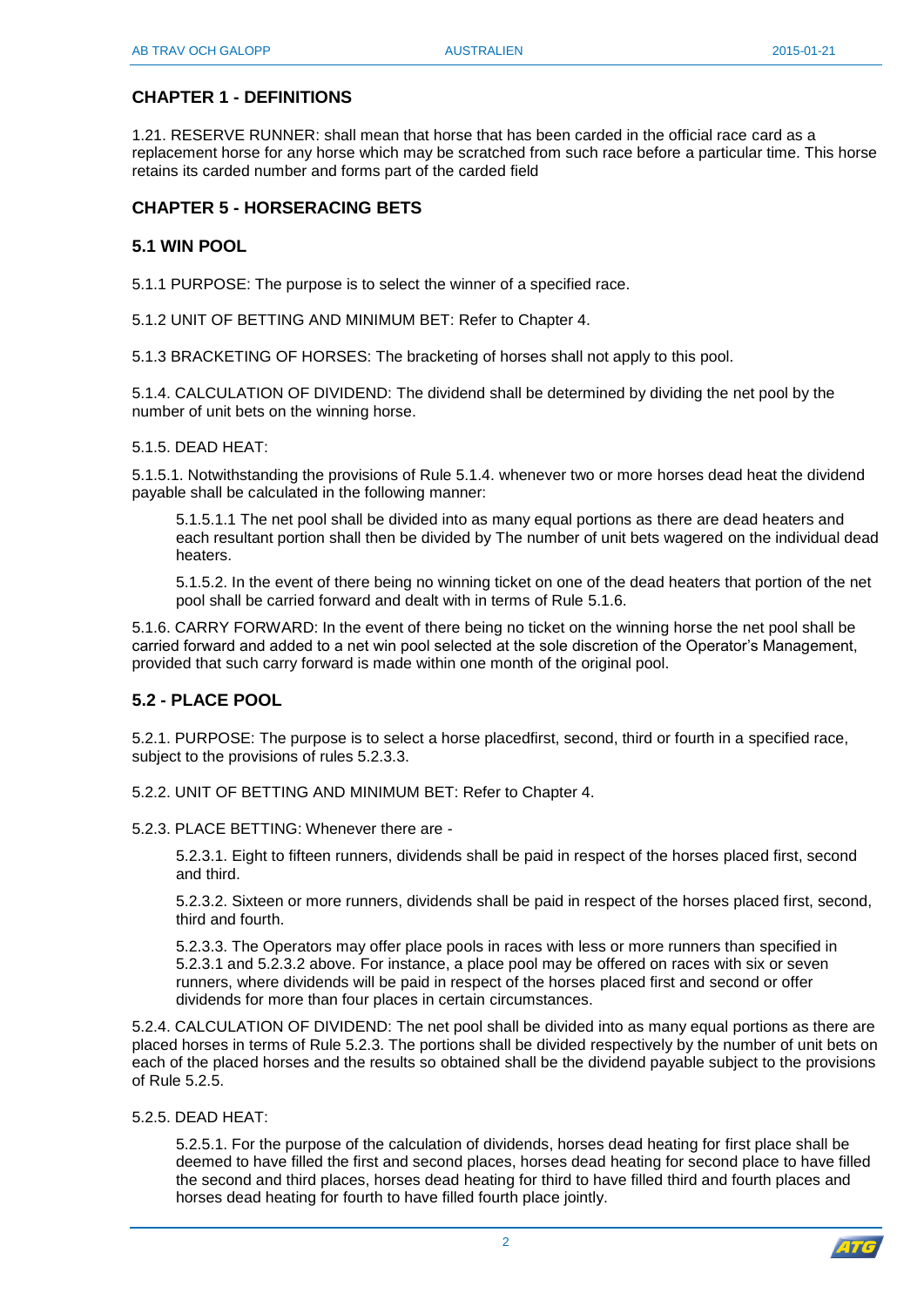## CHAPTER 1 - DEFINITIONS

1.21. RESERVE RUNNER: shall mean that horse that has been carded in the official race card as a replacement horse for any horse which may be scratched from such race before a particular time. This horse retains its carded number and forms part of the carded field

## CHAPTER 5 - HORSERACING BETS

### 5.1 WIN POOL

5.1.1 PURPOSE: The purpose is to select the winner of a specified race.

5.1.2 UNIT OF BETTING AND MINIMUM BET: Refer to Chapter 4.

5.1.3 BRACKETING OF HORSES: The bracketing of horses shall not apply to this pool.

5.1.4. CALCULATION OF DIVIDEND: The dividend shall be determined by dividing the net pool by the number of unit bets on the winning horse.

5.1.5. DEAD HEAT:

5.1.5.1. Notwithstanding the provisions of Rule 5.1.4. whenever two or more horses dead heat the dividend payable shall be calculated in the following manner:

> 5.1.5.1.1 The net pool shall be divided into as many equal portions as there are dead heaters and each resultant portion shall then be divided by The number of unit bets wagered on the individual dead heaters.
>
> 5.1.5.2. In the event of there being no winning ticket on one of the dead heaters that portion of the net pool shall be carried forward and dealt with in terms of Rule 5.1.6.

5.1.6. CARRY FORWARD: In the event of there being no ticket on the winning horse the net pool shall be carried forward and added to a net win pool selected at the sole discretion of the Operator's Management, provided that such carry forward is made within one month of the original pool.

### 5.2 - PLACE POOL

5.2.1. PURPOSE: The purpose is to select a horse placedfirst, second, third or fourth in a specified race, subject to the provisions of rules 5.2.3.3.

5.2.2. UNIT OF BETTING AND MINIMUM BET: Refer to Chapter 4.

5.2.3. PLACE BETTING: Whenever there are -

> 5.2.3.1. Eight to fifteen runners, dividends shall be paid in respect of the horses placed first, second and third.
>
> 5.2.3.2. Sixteen or more runners, dividends shall be paid in respect of the horses placed first, second, third and fourth.
>
> 5.2.3.3. The Operators may offer place pools in races with less or more runners than specified in 5.2.3.1 and 5.2.3.2 above. For instance, a place pool may be offered on races with six or seven runners, where dividends will be paid in respect of the horses placed first and second or offer dividends for more than four places in certain circumstances.

5.2.4. CALCULATION OF DIVIDEND: The net pool shall be divided into as many equal portions as there are placed horses in terms of Rule 5.2.3. The portions shall be divided respectively by the number of unit bets on each of the placed horses and the results so obtained shall be the dividend payable subject to the provisions of Rule 5.2.5.

5.2.5. DEAD HEAT:

> 5.2.5.1. For the purpose of the calculation of dividends, horses dead heating for first place shall be deemed to have filled the first and second places, horses dead heating for second place to have filled the second and third places, horses dead heating for third to have filled third and fourth places and horses dead heating for fourth to have filled fourth place jointly.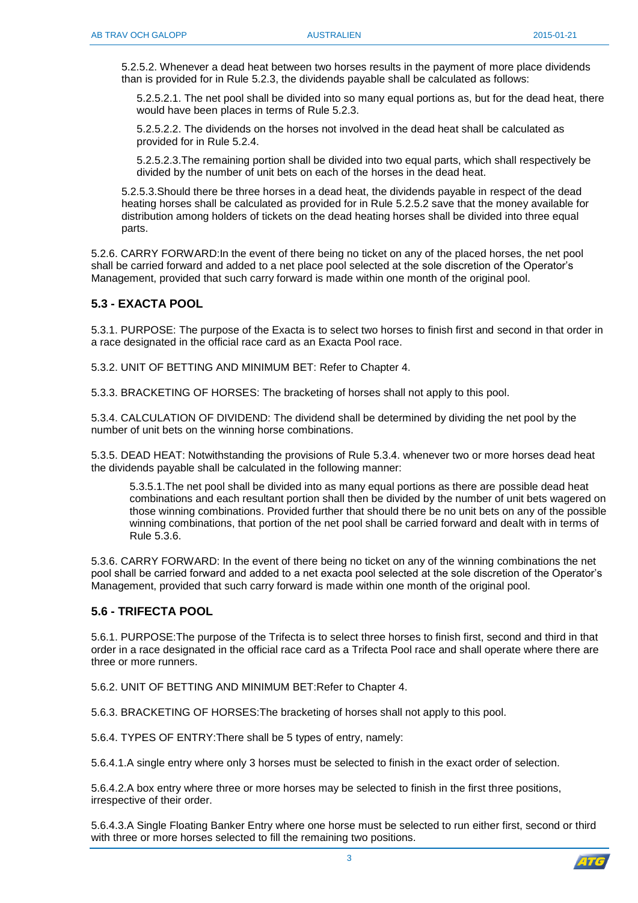5.2.5.2. Whenever a dead heat between two horses results in the payment of more place dividends than is provided for in Rule 5.2.3, the dividends payable shall be calculated as follows:

5.2.5.2.1. The net pool shall be divided into so many equal portions as, but for the dead heat, there would have been places in terms of Rule 5.2.3.

5.2.5.2.2. The dividends on the horses not involved in the dead heat shall be calculated as provided for in Rule 5.2.4.

5.2.5.2.3.The remaining portion shall be divided into two equal parts, which shall respectively be divided by the number of unit bets on each of the horses in the dead heat.

5.2.5.3.Should there be three horses in a dead heat, the dividends payable in respect of the dead heating horses shall be calculated as provided for in Rule 5.2.5.2 save that the money available for distribution among holders of tickets on the dead heating horses shall be divided into three equal parts.

5.2.6. CARRY FORWARD:In the event of there being no ticket on any of the placed horses, the net pool shall be carried forward and added to a net place pool selected at the sole discretion of the Operator's Management, provided that such carry forward is made within one month of the original pool.

## 5.3 - EXACTA POOL

5.3.1. PURPOSE: The purpose of the Exacta is to select two horses to finish first and second in that order in a race designated in the official race card as an Exacta Pool race.

5.3.2. UNIT OF BETTING AND MINIMUM BET: Refer to Chapter 4.

5.3.3. BRACKETING OF HORSES: The bracketing of horses shall not apply to this pool.

5.3.4. CALCULATION OF DIVIDEND: The dividend shall be determined by dividing the net pool by the number of unit bets on the winning horse combinations.

5.3.5. DEAD HEAT: Notwithstanding the provisions of Rule 5.3.4. whenever two or more horses dead heat the dividends payable shall be calculated in the following manner:

5.3.5.1.The net pool shall be divided into as many equal portions as there are possible dead heat combinations and each resultant portion shall then be divided by the number of unit bets wagered on those winning combinations. Provided further that should there be no unit bets on any of the possible winning combinations, that portion of the net pool shall be carried forward and dealt with in terms of Rule 5.3.6.

5.3.6. CARRY FORWARD: In the event of there being no ticket on any of the winning combinations the net pool shall be carried forward and added to a net exacta pool selected at the sole discretion of the Operator's Management, provided that such carry forward is made within one month of the original pool.

## 5.6 - TRIFECTA POOL

5.6.1. PURPOSE:The purpose of the Trifecta is to select three horses to finish first, second and third in that order in a race designated in the official race card as a Trifecta Pool race and shall operate where there are three or more runners.

5.6.2. UNIT OF BETTING AND MINIMUM BET:Refer to Chapter 4.

5.6.3. BRACKETING OF HORSES:The bracketing of horses shall not apply to this pool.

5.6.4. TYPES OF ENTRY:There shall be 5 types of entry, namely:

5.6.4.1.A single entry where only 3 horses must be selected to finish in the exact order of selection.

5.6.4.2.A box entry where three or more horses may be selected to finish in the first three positions, irrespective of their order.

5.6.4.3.A Single Floating Banker Entry where one horse must be selected to run either first, second or third with three or more horses selected to fill the remaining two positions.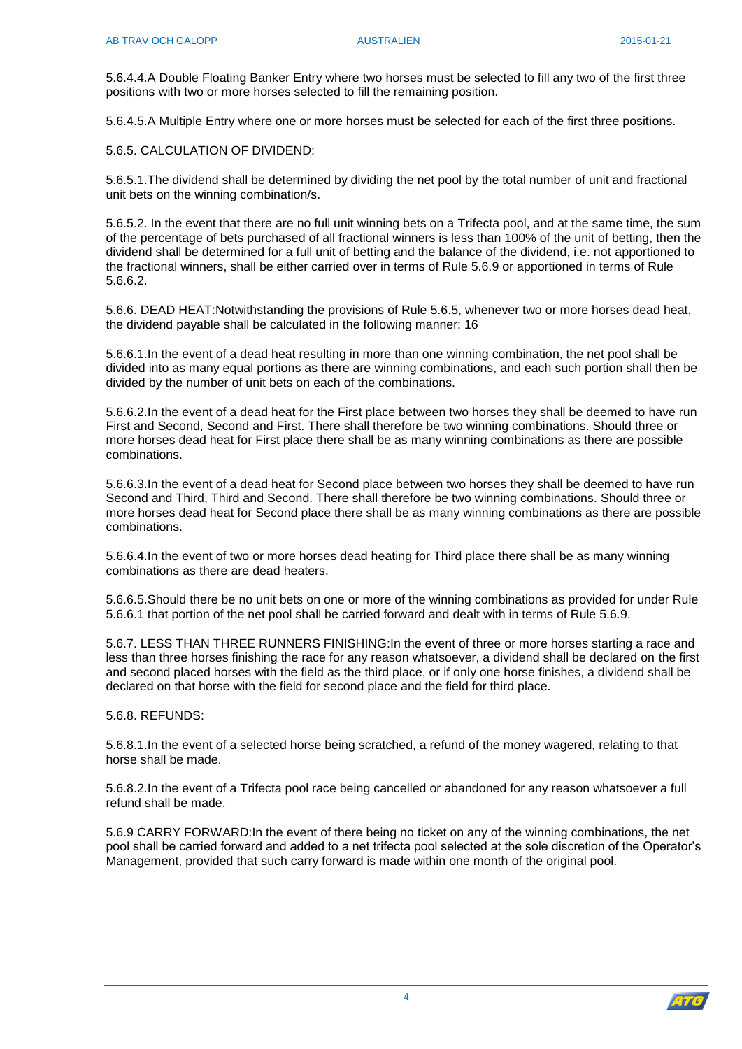5.6.4.4.A Double Floating Banker Entry where two horses must be selected to fill any two of the first three positions with two or more horses selected to fill the remaining position.

5.6.4.5.A Multiple Entry where one or more horses must be selected for each of the first three positions.

5.6.5. CALCULATION OF DIVIDEND:

5.6.5.1.The dividend shall be determined by dividing the net pool by the total number of unit and fractional unit bets on the winning combination/s.

5.6.5.2. In the event that there are no full unit winning bets on a Trifecta pool, and at the same time, the sum of the percentage of bets purchased of all fractional winners is less than 100% of the unit of betting, then the dividend shall be determined for a full unit of betting and the balance of the dividend, i.e. not apportioned to the fractional winners, shall be either carried over in terms of Rule 5.6.9 or apportioned in terms of Rule 5.6.6.2.

5.6.6. DEAD HEAT:Notwithstanding the provisions of Rule 5.6.5, whenever two or more horses dead heat, the dividend payable shall be calculated in the following manner: 16

5.6.6.1.In the event of a dead heat resulting in more than one winning combination, the net pool shall be divided into as many equal portions as there are winning combinations, and each such portion shall then be divided by the number of unit bets on each of the combinations.

5.6.6.2.In the event of a dead heat for the First place between two horses they shall be deemed to have run First and Second, Second and First. There shall therefore be two winning combinations. Should three or more horses dead heat for First place there shall be as many winning combinations as there are possible combinations.

5.6.6.3.In the event of a dead heat for Second place between two horses they shall be deemed to have run Second and Third, Third and Second. There shall therefore be two winning combinations. Should three or more horses dead heat for Second place there shall be as many winning combinations as there are possible combinations.

5.6.6.4.In the event of two or more horses dead heating for Third place there shall be as many winning combinations as there are dead heaters.

5.6.6.5.Should there be no unit bets on one or more of the winning combinations as provided for under Rule 5.6.6.1 that portion of the net pool shall be carried forward and dealt with in terms of Rule 5.6.9.

5.6.7. LESS THAN THREE RUNNERS FINISHING:In the event of three or more horses starting a race and less than three horses finishing the race for any reason whatsoever, a dividend shall be declared on the first and second placed horses with the field as the third place, or if only one horse finishes, a dividend shall be declared on that horse with the field for second place and the field for third place.

5.6.8. REFUNDS:

5.6.8.1.In the event of a selected horse being scratched, a refund of the money wagered, relating to that horse shall be made.

5.6.8.2.In the event of a Trifecta pool race being cancelled or abandoned for any reason whatsoever a full refund shall be made.

5.6.9 CARRY FORWARD:In the event of there being no ticket on any of the winning combinations, the net pool shall be carried forward and added to a net trifecta pool selected at the sole discretion of the Operator's Management, provided that such carry forward is made within one month of the original pool.